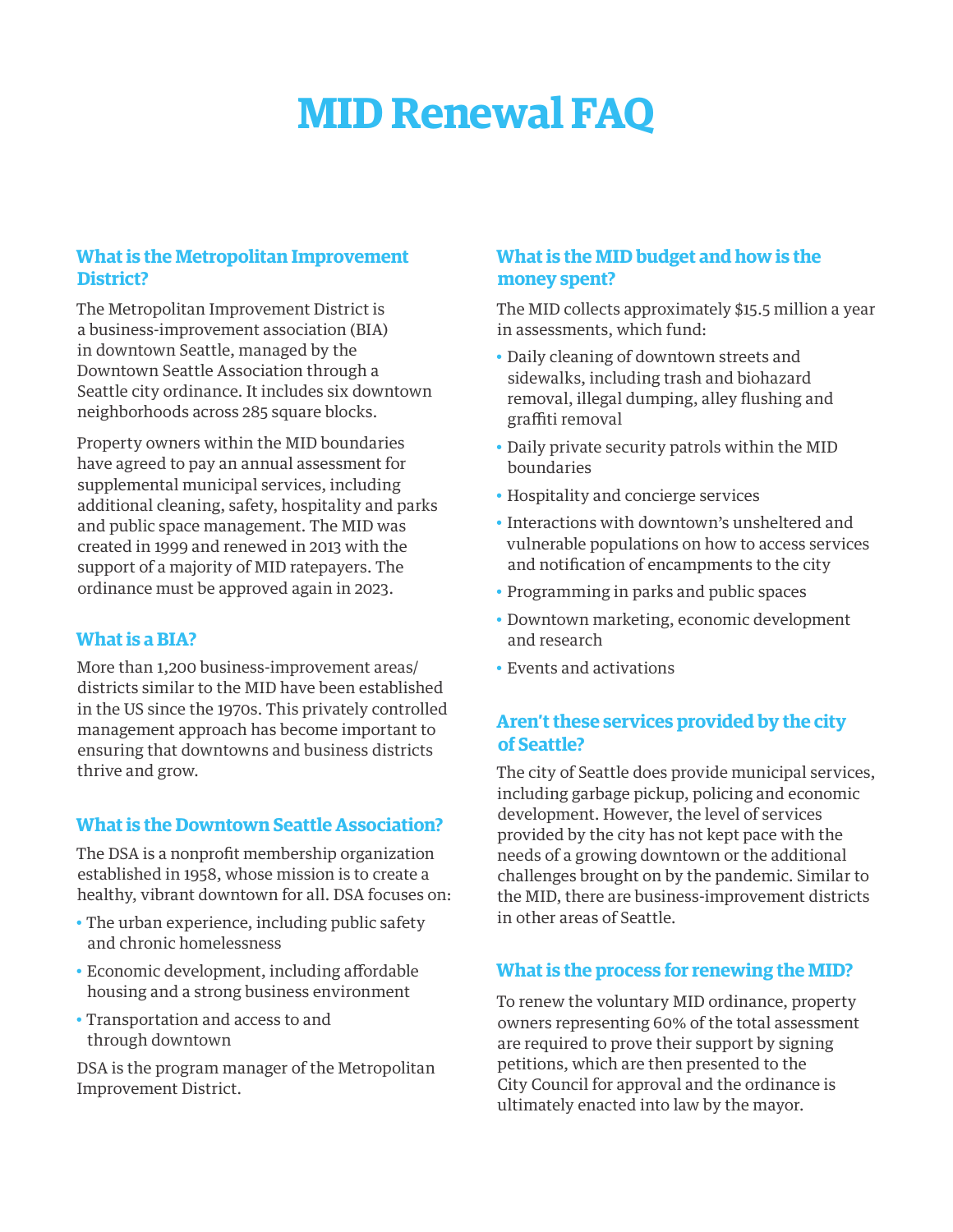# MID Renewal FAQ

## What is the Metropolitan Improvement District?

The Metropolitan Improvement District is a business-improvement association (BIA) in downtown Seattle, managed by the Downtown Seattle Association through a Seattle city ordinance. It includes six downtown neighborhoods across 285 square blocks.

Property owners within the MID boundaries have agreed to pay an annual assessment for supplemental municipal services, including additional cleaning, safety, hospitality and parks and public space management. The MID was created in 1999 and renewed in 2013 with the support of a majority of MID ratepayers. The ordinance must be approved again in 2023.

## What is a BIA?

More than 1,200 business-improvement areas/districts similar to the MID have been established in the US since the 1970s. This privately controlled management approach has become important to ensuring that downtowns and business districts thrive and grow.

## What is the Downtown Seattle Association?

The DSA is a nonprofit membership organization established in 1958, whose mission is to create a healthy, vibrant downtown for all. DSA focuses on:

- The urban experience, including public safety and chronic homelessness
- Economic development, including affordable housing and a strong business environment
- Transportation and access to and through downtown

DSA is the program manager of the Metropolitan Improvement District.

## What is the MID budget and how is the money spent?

The MID collects approximately $15.5 million a year in assessments, which fund:

- Daily cleaning of downtown streets and sidewalks, including trash and biohazard removal, illegal dumping, alley flushing and graffiti removal
- Daily private security patrols within the MID boundaries
- Hospitality and concierge services
- Interactions with downtown's unsheltered and vulnerable populations on how to access services and notification of encampments to the city
- Programming in parks and public spaces
- Downtown marketing, economic development and research
- Events and activations

## Aren't these services provided by the city of Seattle?

The city of Seattle does provide municipal services, including garbage pickup, policing and economic development. However, the level of services provided by the city has not kept pace with the needs of a growing downtown or the additional challenges brought on by the pandemic. Similar to the MID, there are business-improvement districts in other areas of Seattle.

## What is the process for renewing the MID?

To renew the voluntary MID ordinance, property owners representing 60% of the total assessment are required to prove their support by signing petitions, which are then presented to the City Council for approval and the ordinance is ultimately enacted into law by the mayor.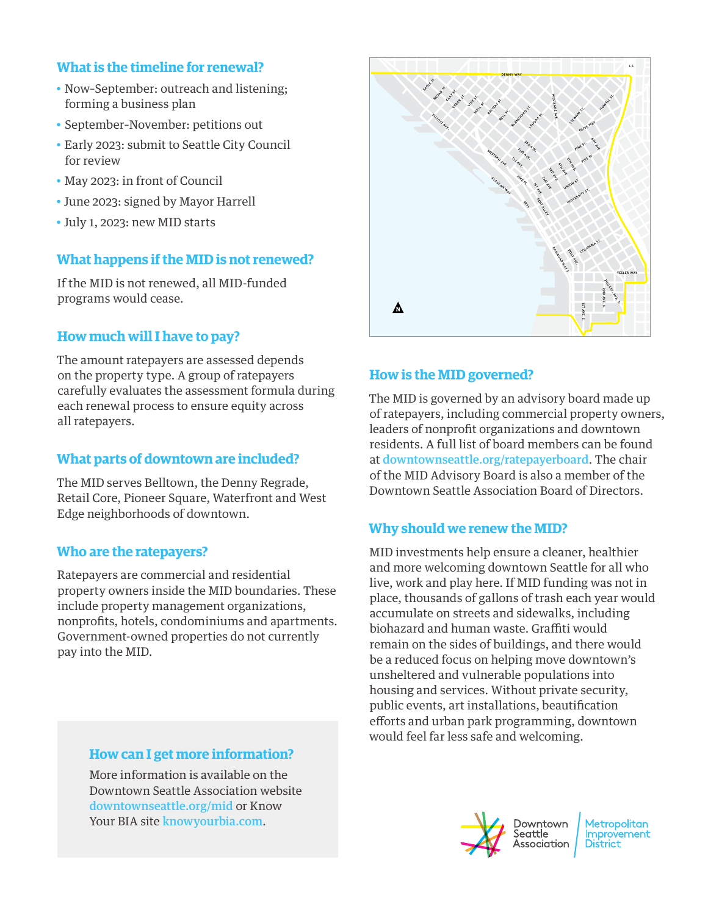## What is the timeline for renewal?

- Now-September: outreach and listening; forming a business plan
- September-November: petitions out
- Early 2023: submit to Seattle City Council for review
- May 2023: in front of Council
- June 2023: signed by Mayor Harrell
- July 1, 2023: new MID starts

## What happens if the MID is not renewed?

If the MID is not renewed, all MID-funded programs would cease.

## How much will I have to pay?

The amount ratepayers are assessed depends on the property type. A group of ratepayers carefully evaluates the assessment formula during each renewal process to ensure equity across all ratepayers.

## What parts of downtown are included?

The MID serves Belltown, the Denny Regrade, Retail Core, Pioneer Square, Waterfront and West Edge neighborhoods of downtown.

## Who are the ratepayers?

Ratepayers are commercial and residential property owners inside the MID boundaries. These include property management organizations, nonprofits, hotels, condominiums and apartments. Government-owned properties do not currently pay into the MID.

## How is the MID governed?

The MID is governed by an advisory board made up of ratepayers, including commercial property owners, leaders of nonprofit organizations and downtown residents. A full list of board members can be found at downtownseattle.org/ratepayerboard. The chair of the MID Advisory Board is also a member of the Downtown Seattle Association Board of Directors.

## Why should we renew the MID?

MID investments help ensure a cleaner, healthier and more welcoming downtown Seattle for all who live, work and play here. If MID funding was not in place, thousands of gallons of trash each year would accumulate on streets and sidewalks, including biohazard and human waste. Graffiti would remain on the sides of buildings, and there would be a reduced focus on helping move downtown's unsheltered and vulnerable populations into housing and services. Without private security, public events, art installations, beautification efforts and urban park programming, downtown would feel far less safe and welcoming.

## How can I get more information?

More information is available on the Downtown Seattle Association website downtownseattle.org/mid or Know Your BIA site knowyourbia.com.

Downtown Seattle Association | Metropolitan Improvement District